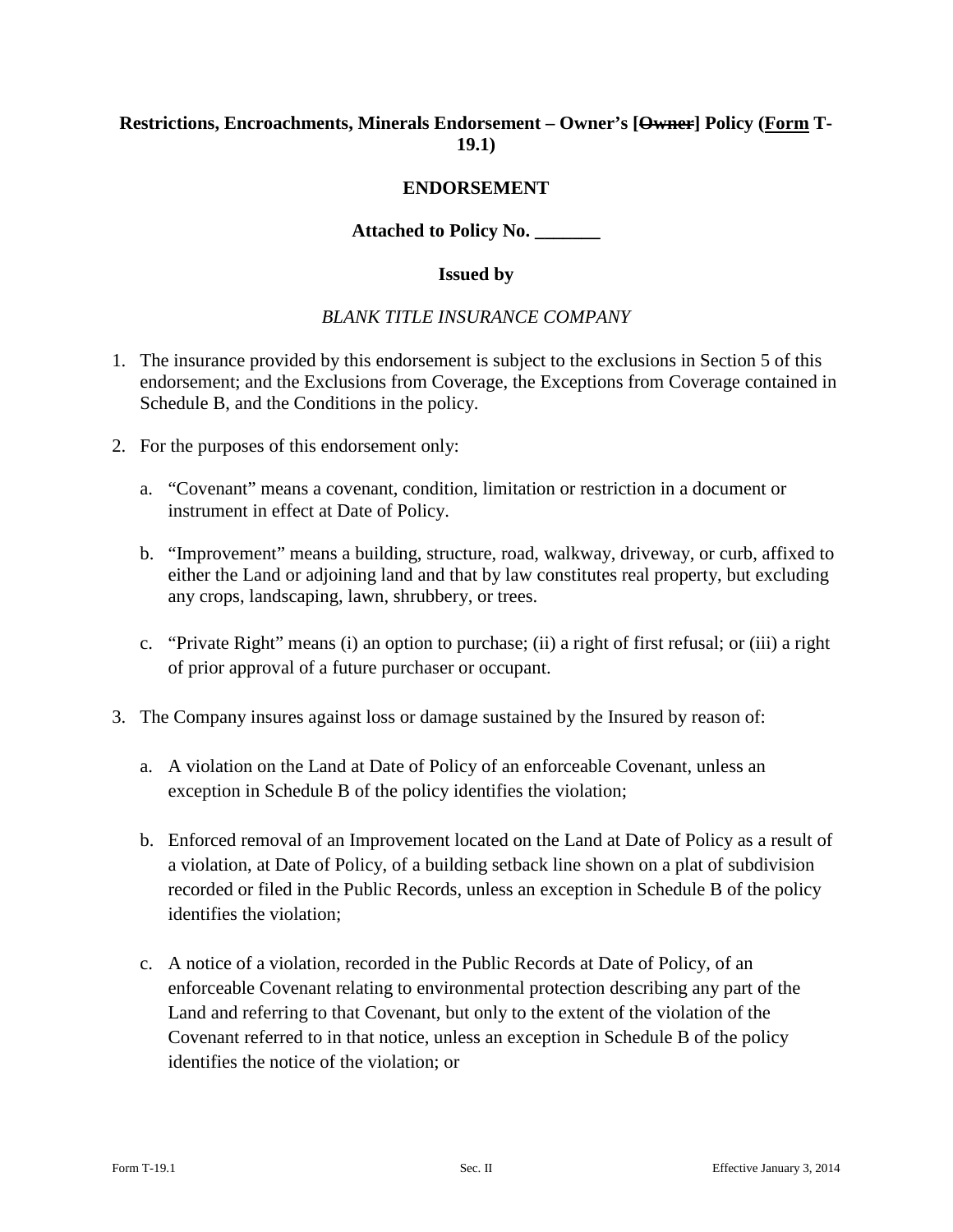**Restrictions, Encroachments, Minerals Endorsement – Owner's [~~Owner~~] Policy (<u>Form</u> T-19.1)**

**ENDORSEMENT**

**Attached to Policy No. _______**

**Issued by**

*BLANK TITLE INSURANCE COMPANY*

1. The insurance provided by this endorsement is subject to the exclusions in Section 5 of this endorsement; and the Exclusions from Coverage, the Exceptions from Coverage contained in Schedule B, and the Conditions in the policy.

2. For the purposes of this endorsement only:

   a. "Covenant" means a covenant, condition, limitation or restriction in a document or instrument in effect at Date of Policy.

   b. "Improvement" means a building, structure, road, walkway, driveway, or curb, affixed to either the Land or adjoining land and that by law constitutes real property, but excluding any crops, landscaping, lawn, shrubbery, or trees.

   c. "Private Right" means (i) an option to purchase; (ii) a right of first refusal; or (iii) a right of prior approval of a future purchaser or occupant.

3. The Company insures against loss or damage sustained by the Insured by reason of:

   a. A violation on the Land at Date of Policy of an enforceable Covenant, unless an exception in Schedule B of the policy identifies the violation;

   b. Enforced removal of an Improvement located on the Land at Date of Policy as a result of a violation, at Date of Policy, of a building setback line shown on a plat of subdivision recorded or filed in the Public Records, unless an exception in Schedule B of the policy identifies the violation;

   c. A notice of a violation, recorded in the Public Records at Date of Policy, of an enforceable Covenant relating to environmental protection describing any part of the Land and referring to that Covenant, but only to the extent of the violation of the Covenant referred to in that notice, unless an exception in Schedule B of the policy identifies the notice of the violation; or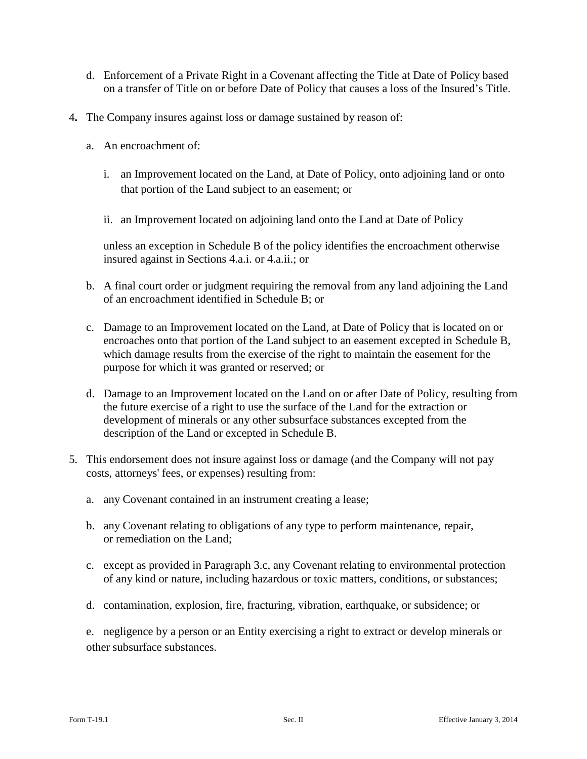d. Enforcement of a Private Right in a Covenant affecting the Title at Date of Policy based on a transfer of Title on or before Date of Policy that causes a loss of the Insured's Title.

4. The Company insures against loss or damage sustained by reason of:

   a. An encroachment of:

      i. an Improvement located on the Land, at Date of Policy, onto adjoining land or onto that portion of the Land subject to an easement; or

      ii. an Improvement located on adjoining land onto the Land at Date of Policy

      unless an exception in Schedule B of the policy identifies the encroachment otherwise insured against in Sections 4.a.i. or 4.a.ii.; or

   b. A final court order or judgment requiring the removal from any land adjoining the Land of an encroachment identified in Schedule B; or

   c. Damage to an Improvement located on the Land, at Date of Policy that is located on or encroaches onto that portion of the Land subject to an easement excepted in Schedule B, which damage results from the exercise of the right to maintain the easement for the purpose for which it was granted or reserved; or

   d. Damage to an Improvement located on the Land on or after Date of Policy, resulting from the future exercise of a right to use the surface of the Land for the extraction or development of minerals or any other subsurface substances excepted from the description of the Land or excepted in Schedule B.

5. This endorsement does not insure against loss or damage (and the Company will not pay costs, attorneys' fees, or expenses) resulting from:

   a. any Covenant contained in an instrument creating a lease;

   b. any Covenant relating to obligations of any type to perform maintenance, repair, or remediation on the Land;

   c. except as provided in Paragraph 3.c, any Covenant relating to environmental protection of any kind or nature, including hazardous or toxic matters, conditions, or substances;

   d. contamination, explosion, fire, fracturing, vibration, earthquake, or subsidence; or

   e. negligence by a person or an Entity exercising a right to extract or develop minerals or other subsurface substances.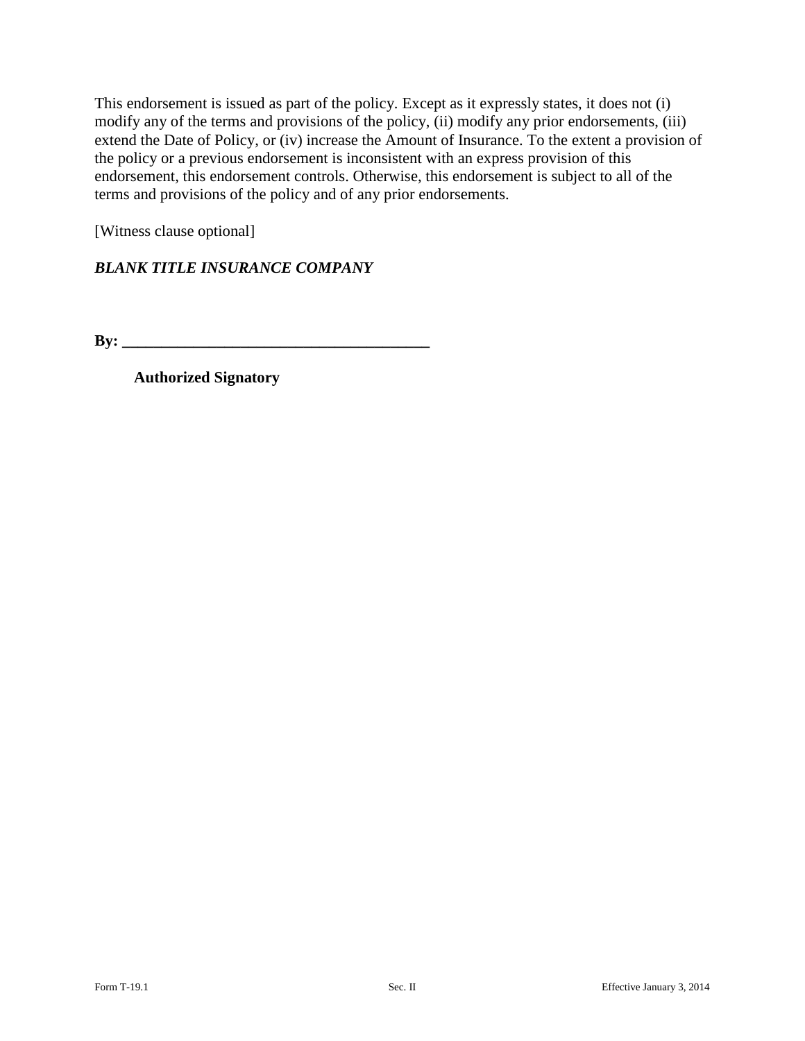This endorsement is issued as part of the policy. Except as it expressly states, it does not (i) modify any of the terms and provisions of the policy, (ii) modify any prior endorsements, (iii) extend the Date of Policy, or (iv) increase the Amount of Insurance. To the extent a provision of the policy or a previous endorsement is inconsistent with an express provision of this endorsement, this endorsement controls. Otherwise, this endorsement is subject to all of the terms and provisions of the policy and of any prior endorsements.

[Witness clause optional]

***BLANK TITLE INSURANCE COMPANY***

**By: ________________________________________**

**Authorized Signatory**

Form T-19.1 Sec. II Effective January 3, 2014